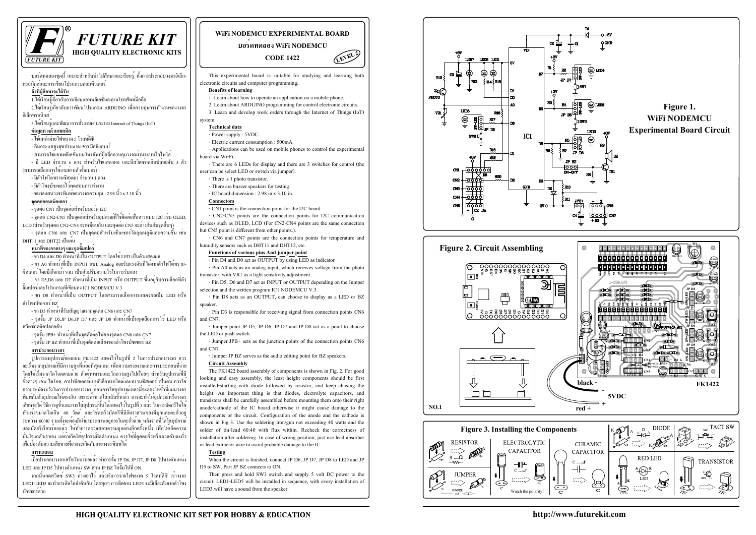# FUTURE KIT

**HIGH QUALITY ELECTRONIC KITS**

บอร์ดทดลองชุดนี้ เหมาะสำหรับนำไปศึกษาและเรียนรู้ ทั้งการประกอบวงจรอิเล็กทรอนิกส์และการเขียนโปรแกรมคอมพิวเตอร์

**สิ่งที่ผู้ศึกษาจะได้รับ**

1.ได้เรียนรู้เกี่ยวกับการเขียนแอพพลิเคชั่นบนโทรศัพท์มือถือ

2.ได้เรียนรู้เกี่ยวกับการเขียนโปรแกรม ARDUINO เพื่อควบคุมการทำงานของวงจรอิเล็กทรอนิกส์

3.ได้เรียนรู้และพัฒนาการสั่งงานผ่านระบบ Internet of Things (IoT)

**ข้อมูลทางด้านเทคนิค**

- ใช้แหล่งจ่ายไฟขนาด 5 โวลท์ดีซี
- กินกระแสสูงสุดประมาณ 500 มิลลิแอมป์
- สามารถใช้แอพพลิเคชั่นบนโทรศัพท์มือถือควบคุมวงจรผ่านระบบไวไฟได้
- มี LED จำนวน 6 ดวง สำหรับใช้แสดงผล และมีสวิตช์กดติดปล่อยดับ 3 ตัว (สามารถเลือกการใช้งานผ่านตัวจั๊มเปอร์)
- มีตัวโฟโต้ทรานซิสเตอร์ จำนวน 1 ดวง
- มีลำโพงบัซเซอร์ไว้ทดสอบการทำงาน
- ขนาดแผ่นวงจรพิมพ์ของวงจรควบคุม : 2.98 นิ้ว x 3.10 นิ้ว

**จุดต่อคอนเน็กเตอร์**

- จุดต่อ CN1 เป็นจุดต่อสำหรับบอร์ด I2C
- จุดต่อ CN2-CN5 เป็นจุดต่อสำหรับอุปกรณ์ที่ใช้ติดต่อสื่อสารแบบ I2C เช่น OLED, LCD (สำหรับจุดต่อ CN2-CN4 จะเหมือนกัน และจุดต่อ CN5 จะต่างกันกับจุดอื่นๆ)
- จุดต่อ CN6 และ CN7 เป็นจุดต่อสำหรับเซ็นเซอร์วัดอุณหภูมิและความชื้น เช่น DHT11 และ DHT22 เป็นต้น

**หน้าที่ของขาต่างๆ และจุดจั๊มเปอร์**

- ขา D4 และ D0 ทำหน้าที่เป็น OUTPUT โดยใช้ LED เป็นตัวแสดงผล
- ขา A0 ทำหน้าที่เป็น INPUT แบบ Analog คอยรับแรงดันที่ได้จากตัวโฟโต้ทรานซิสเตอร์ โดยมีเกือกม้า VR1 เป็นตัวปรับความไวในการรับแสง
- ขา D5,D6 และ D7 ทำหน้าที่เป็น INPUT หรือ OUTPUT ขึ้นอยู่กับการเลือกที่ตัวจั๊มเปอร์และโปรแกรมที่เขียนลง IC1 NODEMCU V.3
- ขา D8 ทำหน้าที่เป็น OUTPUT โดยสามารถเลือกการแสดงผลเป็น LED หรือลำโพงบัซเซอร์ BZ
- ขา D3 ทำหน้าที่รับสัญญาณจากจุดต่อ CN6 และ CN7
- จุดจั๊ม JP D5,JP D6,JP D7 และ JP D8 ทำหน้าที่เป็นจุดเลือกการใช้ LED หรือสวิตช์กดติดปล่อยดับ
- จุดจั๊ม JPB+ ทำหน้าที่เป็นจุดตัดต่อไฟของจุดต่อ CN6 และ CN7
- จุดจั๊ม JP BZ ทำหน้าที่เป็นจุดตัดต่อเสียงของลำโพงบัซเซอร์ BZ

**การประกอบวงจร**

รูปการลงอุปกรณ์ของแผ่น FK1422 แสดงไว้ในรูปที่ 2 ในการประกอบวงจร ควรจะเริ่มจากอุปกรณ์ที่มีความสูงที่น้อยที่สุดก่อน เพื่อความสวยงามและการประกอบที่ง่าย โดยให้เริ่มจากไดโอดตามด้วย ตัวต้านทานและไล่ความสูงไปเรื่อยๆ สำหรับอุปกรณ์ที่มีขั้วต่างๆ เช่น ไดโอด, คาปาซิสเตอร์แบบอิเล็กทรอไลต์และทรานซิสเตอร์ เป็นต้น ควรใช้ความระมัดระวังในการประกอบวงจร ก่อนการใส่อุปกรณ์เหล่านี้จะต้องให้ขั้วที่แผงวงจรพิมพ์กับตัวอุปกรณ์ให้ตรงกัน เพราะถ้าหากใส่กลับขั้วแล้ว อาจจะทำให้อุปกรณ์หรือวงจรเสียหายได้ วิธีการดูขั้วและการใส่อุปกรณ์นั้นได้แสดงไว้ในรูปที่ 3 แล้ว ในการบัดกรีให้ใช้หัวแร้งขนาดไม่เกิน 40 วัตต์ และให้ตะกั่วบัดกรีที่มีอัตราส่วนของดีบุกและตะกั่วอยู่ระหว่าง 60/40 รวมทั้งจะต้องมีน้ำยาประสานอยู่ภายในตะกั่วด้วย หลังจากที่ได้ใส่อุปกรณ์และบัดกรีเรียบร้อยแล้ว ให้ทำการตรวจสอบความถูกต้องอีกครั้งหนึ่ง เพื่อให้เกิดความมั่นใจแก่ตัวเราเอง แต่ถ้าเกิดใส่อุปกรณ์ผิดตำแหน่ง ควรใช้ที่ดูดตะกั่วหรือลวดซับตะกั่ว เพื่อป้องกันความเสียหายที่อาจจะเกิดกับลายวงจรพิมพ์ได้

**การทดสอบ**

เมื่อประกอบวงจรเสร็จเรียบร้อยแล้ว ทำการจั๊ม JP D6, JP D7, JP D8 ไปทางตำแหน่ง LED และ JP D5 ไปทางตำแหน่ง SW ส่วน JP BZ ให้จั๊มไปที่ ON

จากนั้นกดสวิตช์ SW3 ค้างเอาไว้ แล้วทำการจ่ายไฟขนาด 5 โวลท์ดีซี เข้าวงจร LED1-LED5 จะทำการติดไล่ลำดับกัน โดยทุกๆ การติดของ LED3 จะมีเสียงดังจากลำโพงบัซเซอร์ด้วย

# WiFi NODEMCU EXPERIMENTAL BOARD

## บอร์ดทดลอง WiFi NODEMCU

**CODE 1422** (LEVEL 2)

This experimental board is suitable for studying and learning both electronic circuits and computer programming.

**Benefits of learning**

1. Learn about how to operate an application on a mobile phone.

2. Learn about ARDUINO programming for control electronic circuits.

3. Learn and develop work orders through the Internet of Things (IoT) system.

**Technical data**

- Power supply : 5VDC.
- Electric current consumption : 500mA.
- Applications can be used on mobile phones to control the experimental board via Wi-Fi.
- There are 6 LEDs for display and there are 3 switches for control (the user can be select LED or switch via jumper).
- There is 1 photo transistor.
- There are buzzer speakers for testing.
- IC board dimension : 2.98 in x 3.10 in.

**Connectors**

- CN1 point is the connection point for the I2C board.
- CN2-CN5 points are the connection points for I2C communication devices such as OLED, LCD (For CN2-CN4 points are the same connection but CN5 point is different from other points.).
- CN6 and CN7 points are the connection points for temperature and humidity sensors such as DHT11 and DHT12, etc.

**Functions of various pins And jumper point**

- Pin D4 and D0 act as OUTPUT by using LED as indicator
- Pin A0 acts as an analog input, which receives voltage from the photo transistor, with VR1 as a light sensitivity adjustment.
- Pin D5, D6 and D7 act as INPUT or OUTPUT depending on the Jumper selection and the written program IC1 NODEMCU V.3.
- Pin D8 acts as an OUTPUT, can choose to display as a LED or BZ speaker.
- Pin D3 is responsible for receiving signal from connection points CN6 and CN7.
- Jumper point JP D5, JP D6, JP D7 and JP D8 act as a point to choose the LED or push switch.
- Jumper JPB+ acts as the junction points of the connection points CN6 and CN7.
- Jumper JP BZ serves as the audio editing point for BZ speakers.

**Circuit Assembly**

The FK1422 board assembly of components is shown in Fig. 2. For good looking and easy assembly, the least height components should be first installed-starting with diode followed by resistor, and keep chasing the height. An important thing is that diodes, electrolyte capacitors, and transistors shall be carefully assembled before mounting them onto their right anode/cathode of the IC board otherwise it might cause damage to the components or the circuit. Configuration of the anode and the cathode is shown in Fig 3. Use the soldering iron/gun not exceeding 40 watts and the solder of tin-lead 60:40 with flux within. Recheck the correctness of installation after soldering. In case of wrong position, just use lead absorber or lead extractor wire to avoid probable damage to the IC.

**Testing**

When the circuit is finished, connect JP D6, JP D7, JP D8 to LED and JP D5 to SW. Part JP BZ connects to ON.

Then press and hold SW3 switch and supply 5 volt DC power to the circuit. LED1-LED5 will be installed in sequence, with every installation of LED3 will have a sound from the speaker.

**Figure 1. WiFi NODEMCU Experimental Board Circuit**

**Figure 2. Circuit Assembling**

**Figure 3. Installing the Components**

HIGH QUALITY ELECTRONIC KIT SET FOR HOBBY & EDUCATION

http://www.futurekit.com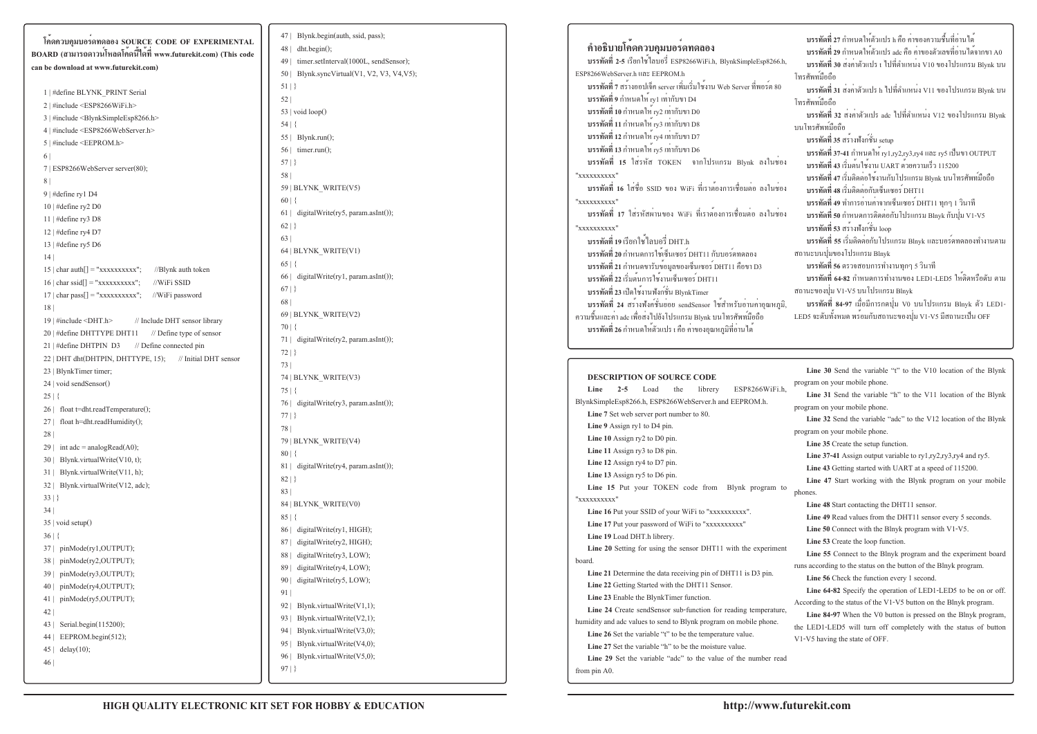**โค้ดควบคุมบอร์ดทดลอง SOURCE CODE OF EXPERIMENTAL BOARD (สามารถดาวน์โหลดโค้ดนี้ได้ที่ www.futurekit.com) (This code can be download at www.futurekit.com)**

```
1 | #define BLYNK_PRINT Serial
2 | #include <ESP8266WiFi.h>
3 | #include <BlynkSimpleEsp8266.h>
4 | #include <ESP8266WebServer.h>
5 | #include <EEPROM.h>
6 |
7 | ESP8266WebServer server(80);
8 |
9 | #define ry1 D4
10 | #define ry2 D0
11 | #define ry3 D8
12 | #define ry4 D7
13 | #define ry5 D6
14 |
15 | char auth[] = "xxxxxxxxxx";      //Blynk auth token
16 | char ssid[] = "xxxxxxxxxx";      //WiFi SSID
17 | char pass[] = "xxxxxxxxxx";      //WiFi password
18 |
19 | #include <DHT.h>            // Include DHT sensor library
20 | #define DHTTYPE DHT11       // Define type of sensor
21 | #define DHTPIN D3        // Define connected pin
22 | DHT dht(DHTPIN, DHTTYPE, 15);     // Initial DHT sensor
23 | BlynkTimer timer;
24 | void sendSensor()
25 | {
26 |   float t=dht.readTemperature();
27 |   float h=dht.readHumidity();
28 |
29 |   int adc = analogRead(A0);
30 |   Blynk.virtualWrite(V10, t);
31 |   Blynk.virtualWrite(V11, h);
32 |   Blynk.virtualWrite(V12, adc);
33 | }
34 |
35 | void setup()
36 | {
37 |   pinMode(ry1,OUTPUT);
38 |   pinMode(ry2,OUTPUT);
39 |   pinMode(ry3,OUTPUT);
40 |   pinMode(ry4,OUTPUT);
41 |   pinMode(ry5,OUTPUT);
42 |
43 |   Serial.begin(115200);
44 |   EEPROM.begin(512);
45 |   delay(10);
46 |
47 |   Blynk.begin(auth, ssid, pass);
48 |   dht.begin();
49 |   timer.setInterval(1000L, sendSensor);
50 |   Blynk.syncVirtual(V1, V2, V3, V4,V5);
51 | }
52 |
53 | void loop()
54 | {
55 |   Blynk.run();
56 |   timer.run();
57 | }
58 |
59 | BLYNK_WRITE(V5)
60 | {
61 |   digitalWrite(ry5, param.asInt());
62 | }
63 |
64 | BLYNK_WRITE(V1)
65 | {
66 |   digitalWrite(ry1, param.asInt());
67 | }
68 |
69 | BLYNK_WRITE(V2)
70 | {
71 |   digitalWrite(ry2, param.asInt());
72 | }
73 |
74 | BLYNK_WRITE(V3)
75 | {
76 |   digitalWrite(ry3, param.asInt());
77 | }
78 |
79 | BLYNK_WRITE(V4)
80 | {
81 |   digitalWrite(ry4, param.asInt());
82 | }
83 |
84 | BLYNK_WRITE(V0)
85 | {
86 |   digitalWrite(ry1, HIGH);
87 |   digitalWrite(ry2, HIGH);
88 |   digitalWrite(ry3, LOW);
89 |   digitalWrite(ry4, LOW);
90 |   digitalWrite(ry5, LOW);
91 |
92 |   Blynk.virtualWrite(V1,1);
93 |   Blynk.virtualWrite(V2,1);
94 |   Blynk.virtualWrite(V3,0);
95 |   Blynk.virtualWrite(V4,0);
96 |   Blynk.virtualWrite(V5,0);
97 | }
```

## คำอธิบายโค้ดควบคุมบอร์ดทดลอง

**บรรทัดที่ 2-5** เรียกใช้ไลบรารี่ ESP8266WiFi.h, BlynkSimpleEsp8266.h, ESP8266WebServer.h และ EEPROM.h

**บรรทัดที่ 7** สร้างออปเจ็ค server เพื่อเริ่มใช้งาน Web Server ที่พอร์ต 80

**บรรทัดที่ 9** กำหนดให้ ry1 เท่ากับขา D4

**บรรทัดที่ 10** กำหนดให้ ry2 เท่ากับขา D0

**บรรทัดที่ 11** กำหนดให้ ry3 เท่ากับขา D8

**บรรทัดที่ 12** กำหนดให้ ry4 เท่ากับขา D7

**บรรทัดที่ 13** กำหนดให้ ry5 เท่ากับขา D6

**บรรทัดที่ 15** ใส่รหัส TOKEN จากโปรแกรม Blynk ลงในช่อง "xxxxxxxxxx"

**บรรทัดที่ 16** ใส่ชื่อ SSID ของ WiFi ที่เราต้องการเชื่อมต่อ ลงในช่อง "xxxxxxxxxx"

**บรรทัดที่ 17** ใส่รหัสผ่านของ WiFi ที่เราต้องการเชื่อมต่อ ลงในช่อง "xxxxxxxxxx"

**บรรทัดที่ 19** เรียกใช้ไลบรารี่ DHT.h

**บรรทัดที่ 20** กำหนดการใช้เซ็นเซอร์ DHT11 กับบอร์ดทดลอง

**บรรทัดที่ 21** กำหนดขารับข้อมูลของเซ็นเซอร์ DHT11 คือขา D3

**บรรทัดที่ 22** เริ่มต้นการใช้งานเซ็นเซอร์ DHT11

**บรรทัดที่ 23** เปิดใช้งานฟังก์ชั่น BlynkTimer

**บรรทัดที่ 24** สร้างฟังก์ชั่นย่อย sendSensor ใช้สำหรับอ่านค่าอุณหภูมิ, ความชื้นและค่า adc เพื่อส่งไปยังโปรแกรม Blynk บนโทรศัพท์มือถือ

**บรรทัดที่ 26** กำหนดให้ตัวแปร t คือ ค่าของอุณหภูมิที่อ่านได้

**บรรทัดที่ 27** กำหนดให้ตัวแปร h คือ ค่าของความชื้นที่อ่านได้

**บรรทัดที่ 29** กำหนดให้ตัวแปร adc คือ ค่าของตัวเลขที่อ่านได้จากขา A0

**บรรทัดที่ 30** ส่งค่าตัวแปร t ไปที่ตำแหน่ง V10 ของโปรแกรม Blynk บนโทรศัพท์มือถือ

**บรรทัดที่ 31** ส่งค่าตัวแปร h ไปที่ตำแหน่ง V11 ของโปรแกรม Blynk บนโทรศัพท์มือถือ

**บรรทัดที่ 32** ส่งค่าตัวแปร adc ไปที่ตำแหน่ง V12 ของโปรแกรม Blynk บนโทรศัพท์มือถือ

**บรรทัดที่ 35** สร้างฟังก์ชั่น setup

**บรรทัดที่ 37-41** กำหนดให้ ry1,ry2,ry3,ry4 และ ry5 เป็นขา OUTPUT

**บรรทัดที่ 43** เริ่มต้นใช้งาน UART ด้วยความเร็ว 115200

**บรรทัดที่ 47** เริ่มติดต่อใช้งานกับโปรแกรม Blynk บนโทรศัพท์มือถือ

**บรรทัดที่ 48** เริ่มติดต่อกับเซ็นเซอร์ DHT11

**บรรทัดที่ 49** ทำการอ่านค่าจากเซ็นเซอร์ DHT11 ทุกๆ 1 วินาที

**บรรทัดที่ 50** กำหนดการติดต่อกับโปรแกรม Blnyk กับปุ่ม V1-V5

**บรรทัดที่ 53** สร้างฟังก์ชั่น loop

**บรรทัดที่ 55** เริ่มติดต่อกับโปรแกรม Blnyk และบอร์ดทดลองทำงานตามสถานะบนปุ่มของโปรแกรม Blnyk

**บรรทัดที่ 56** ตรวจสอบการทำงานทุกๆ 5 วินาที

**บรรทัดที่ 64-82** กำหนดการทำงานของ LED1-LED5 ให้ติดหรือดับ ตามสถานะของปุ่ม V1-V5 บนโปรแกรม Blnyk

**บรรทัดที่ 84-97** เมื่อมีการกดปุ่ม V0 บนโปรแกรม Blnyk ตัว LED1-LED5 จะดับทั้งหมด พร้อมกับสถานะของปุ่ม V1-V5 มีสถานะเป็น OFF

## DESCRIPTION OF SOURCE CODE

**Line 2-5** Load the librery ESP8266WiFi.h, BlynkSimpleEsp8266.h, ESP8266WebServer.h and EEPROM.h.

**Line 7** Set web server port number to 80.

**Line 9** Assign ry1 to D4 pin.

**Line 10** Assign ry2 to D0 pin.

**Line 11** Assign ry3 to D8 pin.

**Line 12** Assign ry4 to D7 pin.

**Line 13** Assign ry5 to D6 pin.

**Line 15** Put your TOKEN code from Blynk program to "xxxxxxxxxx"

**Line 16** Put your SSID of your WiFi to "xxxxxxxxxx".

**Line 17** Put your password of WiFi to "xxxxxxxxxx"

**Line 19** Load DHT.h librery.

**Line 20** Setting for using the sensor DHT11 with the experiment board.

**Line 21** Determine the data receiving pin of DHT11 is D3 pin.

**Line 22** Getting Started with the DHT11 Sensor.

**Line 23** Enable the BlynkTimer function.

**Line 24** Create sendSensor sub-function for reading temperature, humidity and adc values to send to Blynk program on mobile phone.

**Line 26** Set the variable "t" to be the temperature value.

**Line 27** Set the variable "h" to be the moisture value.

**Line 29** Set the variable "adc" to the value of the number read from pin A0.

**Line 30** Send the variable "t" to the V10 location of the Blynk program on your mobile phone.

**Line 31** Send the variable "h" to the V11 location of the Blynk program on your mobile phone.

**Line 32** Send the variable "adc" to the V12 location of the Blynk program on your mobile phone.

**Line 35** Create the setup function.

**Line 37-41** Assign output variable to ry1,ry2,ry3,ry4 and ry5.

**Line 43** Getting started with UART at a speed of 115200.

**Line 47** Start working with the Blynk program on your mobile phones.

**Line 48** Start contacting the DHT11 sensor.

**Line 49** Read values from the DHT11 sensor every 5 seconds.

**Line 50** Connect with the Blnyk program with V1-V5.

**Line 53** Create the loop function.

**Line 55** Connect to the Blnyk program and the experiment board runs according to the status on the button of the Blnyk program.

**Line 56** Check the function every 1 second.

**Line 64-82** Specify the operation of LED1-LED5 to be on or off. According to the status of the V1-V5 button on the Blnyk program.

**Line 84-97** When the V0 button is pressed on the Blnyk program, the LED1-LED5 will turn off completely with the status of button V1-V5 having the state of OFF.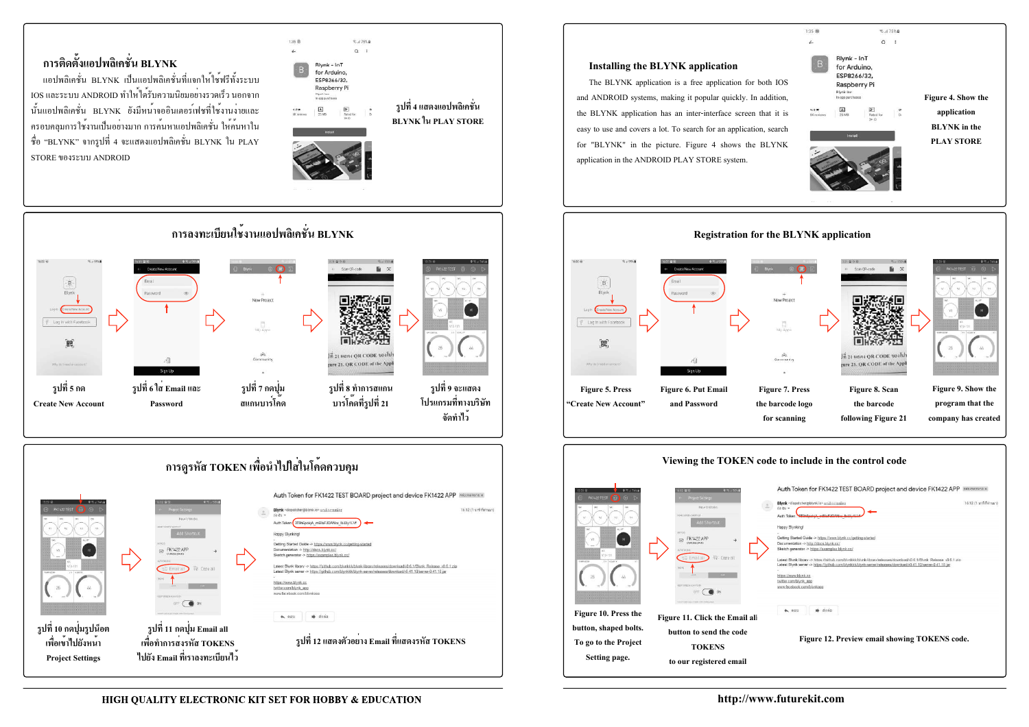## การติดตั้งแอปพลิเคชั่น BLYNK

แอปพลิเคชั่น BLYNK เป็นแอปพลิเคชั่นที่แจกให้ใช้ฟรีทั้งระบบ IOS และระบบ ANDROID ทำให้ได้รับความนิยมอย่างรวดเร็ว นอกจากนั้นแอปพลิเคชั่น BLYNK ยังมีหน้าจออินเตอร์เฟซที่ใช้งานง่ายและครอบคลุมการใช้งานเป็นอย่างมาก การค้นหาแอปพลิเคชั่น ให้ค้นหาในชื่อ "BLYNK" จากรูปที่ 4 จะแสดงแอปพลิเคชั่น BLYNK ใน PLAY STORE ของระบบ ANDROID

รูปที่ 4 แสดงแอปพลิเคชั่น BLYNK ใน PLAY STORE

## Installing the BLYNK application

The BLYNK application is a free application for both IOS and ANDROID systems, making it popular quickly. In addition, the BLYNK application has an inter-interface screen that it is easy to use and covers a lot. To search for an application, search for "BLYNK" in the picture. Figure 4 shows the BLYNK application in the ANDROID PLAY STORE system.

Figure 4. Show the application BLYNK in the PLAY STORE

## การลงทะเบียนใช้งานแอปพลิเคชั่น BLYNK

รูปที่ 5 กด Create New Account

รูปที่ 6 ใส่ Email และ Password

รูปที่ 7 กดปุ่มสแกนบาร์โค้ด

รูปที่ 8 ทำการสแกนบาร์โค้ดที่รูปที่ 21

รูปที่ 9 จะแสดงโปรแกรมที่ทางบริษัทจัดทำไว้

## Registration for the BLYNK application

Figure 5. Press "Create New Account"

Figure 6. Put Email and Password

Figure 7. Press the barcode logo for scanning

Figure 8. Scan the barcode following Figure 21

Figure 9. Show the program that the company has created

## การดูรหัส TOKEN เพื่อนำไปใส่ในโค้ดควบคุม

รูปที่ 10 กดปุ่มรูปน็อตเพื่อเข้าไปยังหน้า Project Settings

รูปที่ 11 กดปุ่ม Email all เพื่อทำการส่งรหัส TOKENS ไปยัง Email ที่เราลงทะเบียนไว้

รูปที่ 12 แสดงตัวอย่าง Email ที่แสดงรหัส TOKENS

## Viewing the TOKEN code to include in the control code

Figure 10. Press the button, shaped bolts. To go to the Project Setting page.

Figure 11. Click the Email all button to send the code TOKENS to our registered email

Figure 12. Preview email showing TOKENS code.

HIGH QUALITY ELECTRONIC KIT SET FOR HOBBY & EDUCATION

http://www.futurekit.com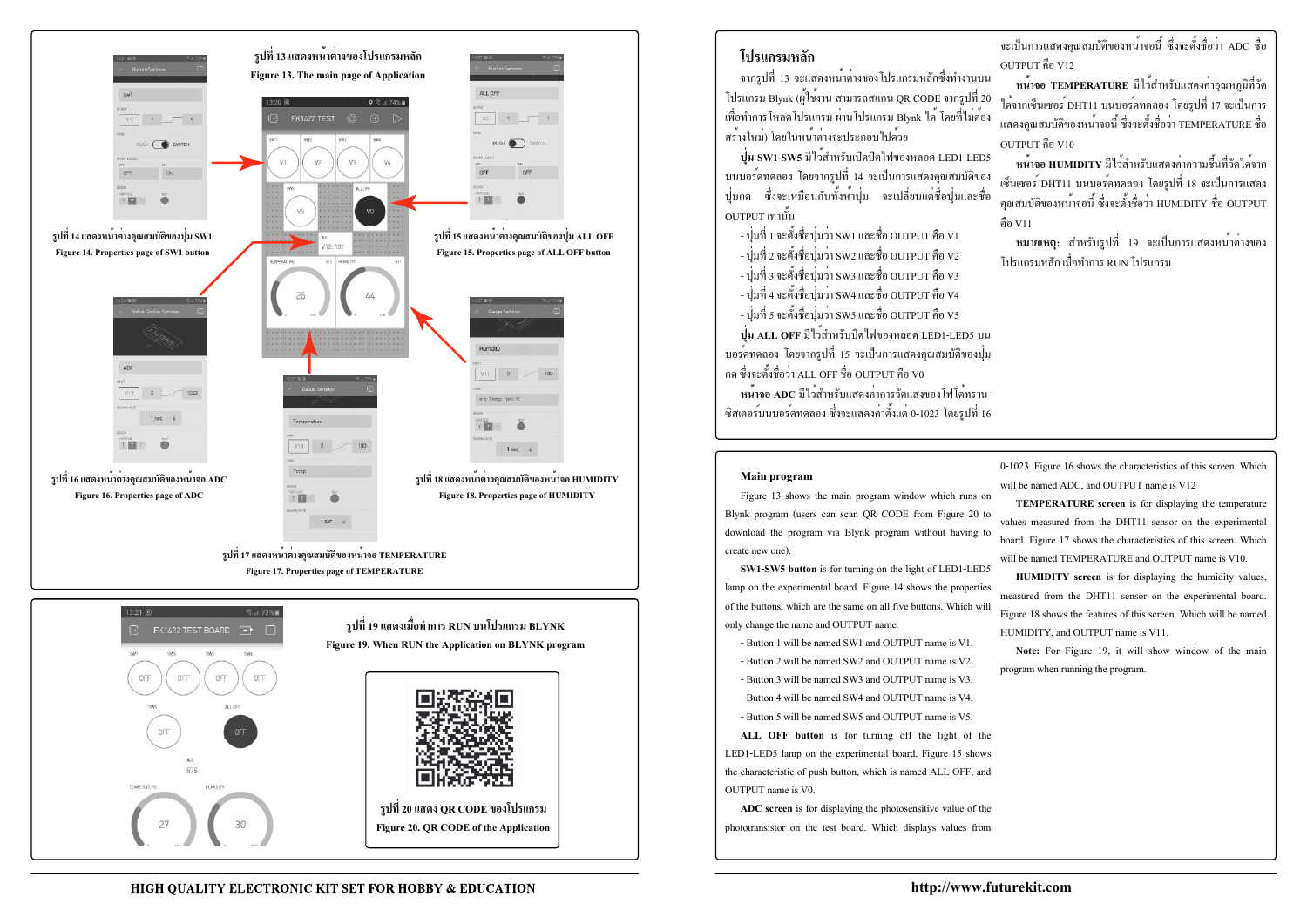รูปที่ 13 แสดงหน้าต่างของโปรแกรมหลัก

**Figure 13. The main page of Application**

รูปที่ 14 แสดงหน้าต่างคุณสมบัติของปุ่ม SW1

**Figure 14. Properties page of SW1 button**

รูปที่ 15 แสดงหน้าต่างคุณสมบัติของปุ่ม ALL OFF

**Figure 15. Properties page of ALL OFF button**

รูปที่ 16 แสดงหน้าต่างคุณสมบัติของหน้าจอ ADC

**Figure 16. Properties page of ADC**

รูปที่ 18 แสดงหน้าต่างคุณสมบัติของหน้าจอ HUMIDITY

**Figure 18. Properties page of HUMIDITY**

รูปที่ 17 แสดงหน้าต่างคุณสมบัติของหน้าจอ TEMPERATURE

**Figure 17. Properties page of TEMPERATURE**

รูปที่ 19 แสดงเมื่อทำการ RUN บนโปรแกรม BLYNK

**Figure 19. When RUN the Application on BLYNK program**

รูปที่ 20 แสดง QR CODE ของโปรแกรม

**Figure 20. QR CODE of the Application**

## โปรแกรมหลัก

จากรูปที่ 13 จะแสดงหน้าต่างของโปรแกรมหลักซึ่งทำงานบนโปรแกรม Blynk (ผู้ใช้งาน สามารถสแกน QR CODE จากรูปที่ 20 เพื่อทำการโหลดโปรแกรม ผ่านโปรแกรม Blynk ได้ โดยที่ไม่ต้องสร้างใหม่) โดยในหน้าต่างจะประกอบไปด้วย

**ปุ่ม SW1-SW5** มีไว้สำหรับเปิดปิดไฟของหลอด LED1-LED5 บนบอร์ดทดลอง โดยจากรูปที่ 14 จะเป็นการแสดงคุณสมบัติของปุ่มกด ซึ่งจะเหมือนกันทั้งห้าปุ่ม จะเปลี่ยนแค่ชื่อปุ่มและชื่อ OUTPUT เท่านั้น

- ปุ่มที่ 1 จะตั้งชื่อปุ่มว่า SW1 และชื่อ OUTPUT คือ V1
- ปุ่มที่ 2 จะตั้งชื่อปุ่มว่า SW2 และชื่อ OUTPUT คือ V2
- ปุ่มที่ 3 จะตั้งชื่อปุ่มว่า SW3 และชื่อ OUTPUT คือ V3
- ปุ่มที่ 4 จะตั้งชื่อปุ่มว่า SW4 และชื่อ OUTPUT คือ V4
- ปุ่มที่ 5 จะตั้งชื่อปุ่มว่า SW5 และชื่อ OUTPUT คือ V5

**ปุ่ม ALL OFF** มีไว้สำหรับปิดไฟของหลอด LED1-LED5 บนบอร์ดทดลอง โดยจากรูปที่ 15 จะเป็นการแสดงคุณสมบัติของปุ่มกด ซึ่งจะตั้งชื่อว่า ALL OFF ชื่อ OUTPUT คือ V0

**หน้าจอ ADC** มีไว้สำหรับแสดงค่าการวัดแสงของโฟโต้ทรานซิสเตอร์บนบอร์ดทดลอง ซึ่งจะแสดงค่าตั้งแต่ 0-1023 โดยรูปที่ 16 จะเป็นการแสดงคุณสมบัติของหน้าจอนี้ ซึ่งจะตั้งชื่อว่า ADC ชื่อ OUTPUT คือ V12

**หน้าจอ TEMPERATURE** มีไว้สำหรับแสดงค่าอุณหภูมิที่วัดได้จากเซ็นเซอร์ DHT11 บนบอร์ดทดลอง โดยรูปที่ 17 จะเป็นการแสดงคุณสมบัติของหน้าจอนี้ ซึ่งจะตั้งชื่อว่า TEMPERATURE ชื่อ OUTPUT คือ V10

**หน้าจอ HUMIDITY** มีไว้สำหรับแสดงค่าความชื้นที่วัดได้จากเซ็นเซอร์ DHT11 บนบอร์ดทดลอง โดยรูปที่ 18 จะเป็นการแสดงคุณสมบัติของหน้าจอนี้ ซึ่งจะตั้งชื่อว่า HUMIDITY ชื่อ OUTPUT คือ V11

**หมายเหตุ:** สำหรับรูปที่ 19 จะเป็นการแสดงหน้าต่างของโปรแกรมหลัก เมื่อทำการ RUN โปรแกรม

## Main program

Figure 13 shows the main program window which runs on Blynk program (users can scan QR CODE from Figure 20 to download the program via Blynk program without having to create new one).

**SW1-SW5 button** is for turning on the light of LED1-LED5 lamp on the experimental board. Figure 14 shows the properties of the buttons, which are the same on all five buttons. Which will only change the name and OUTPUT name.

- Button 1 will be named SW1 and OUTPUT name is V1.
- Button 2 will be named SW2 and OUTPUT name is V2.
- Button 3 will be named SW3 and OUTPUT name is V3.
- Button 4 will be named SW4 and OUTPUT name is V4.
- Button 5 will be named SW5 and OUTPUT name is V5.

**ALL OFF button** is for turning off the light of the LED1-LED5 lamp on the experimental board. Figure 15 shows the characteristic of push button, which is named ALL OFF, and OUTPUT name is V0.

**ADC screen** is for displaying the photosensitive value of the phototransistor on the test board. Which displays values from 0-1023. Figure 16 shows the characteristics of this screen. Which will be named ADC, and OUTPUT name is V12

**TEMPERATURE screen** is for displaying the temperature values measured from the DHT11 sensor on the experimental board. Figure 17 shows the characteristics of this screen. Which will be named TEMPERATURE and OUTPUT name is V10.

**HUMIDITY screen** is for displaying the humidity values, measured from the DHT11 sensor on the experimental board. Figure 18 shows the features of this screen. Which will be named HUMIDITY, and OUTPUT name is V11.

**Note:** For Figure 19, it will show window of the main program when running the program.